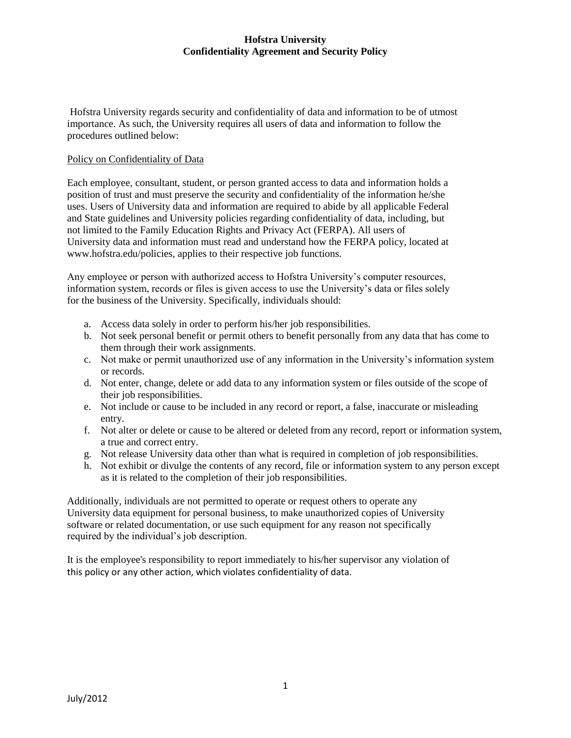# Hofstra University
# Confidentiality Agreement and Security Policy

Hofstra University regards security and confidentiality of data and information to be of utmost importance. As such, the University requires all users of data and information to follow the procedures outlined below:

## Policy on Confidentiality of Data

Each employee, consultant, student, or person granted access to data and information holds a position of trust and must preserve the security and confidentiality of the information he/she uses. Users of University data and information are required to abide by all applicable Federal and State guidelines and University policies regarding confidentiality of data, including, but not limited to the Family Education Rights and Privacy Act (FERPA). All users of University data and information must read and understand how the FERPA policy, located at www.hofstra.edu/policies, applies to their respective job functions.

Any employee or person with authorized access to Hofstra University's computer resources, information system, records or files is given access to use the University's data or files solely for the business of the University. Specifically, individuals should:

a. Access data solely in order to perform his/her job responsibilities.
b. Not seek personal benefit or permit others to benefit personally from any data that has come to them through their work assignments.
c. Not make or permit unauthorized use of any information in the University's information system or records.
d. Not enter, change, delete or add data to any information system or files outside of the scope of their job responsibilities.
e. Not include or cause to be included in any record or report, a false, inaccurate or misleading entry.
f. Not alter or delete or cause to be altered or deleted from any record, report or information system, a true and correct entry.
g. Not release University data other than what is required in completion of job responsibilities.
h. Not exhibit or divulge the contents of any record, file or information system to any person except as it is related to the completion of their job responsibilities.

Additionally, individuals are not permitted to operate or request others to operate any University data equipment for personal business, to make unauthorized copies of University software or related documentation, or use such equipment for any reason not specifically required by the individual's job description.

It is the employee's responsibility to report immediately to his/her supervisor any violation of this policy or any other action, which violates confidentiality of data.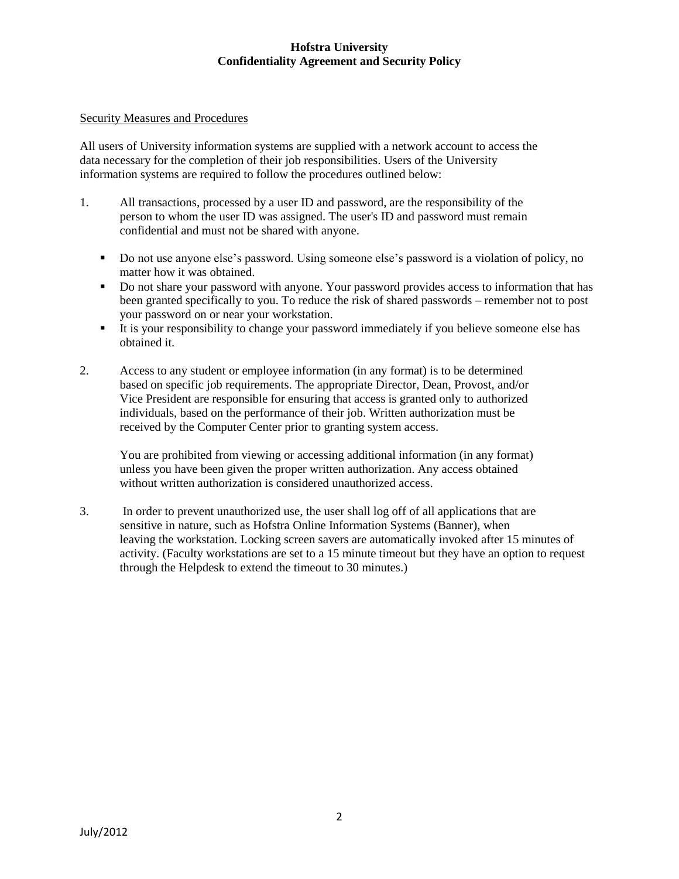# Hofstra University
## Confidentiality Agreement and Security Policy

<u>Security Measures and Procedures</u>

All users of University information systems are supplied with a network account to access the data necessary for the completion of their job responsibilities. Users of the University information systems are required to follow the procedures outlined below:

1. All transactions, processed by a user ID and password, are the responsibility of the person to whom the user ID was assigned. The user's ID and password must remain confidential and must not be shared with anyone.

   - Do not use anyone else's password. Using someone else's password is a violation of policy, no matter how it was obtained.
   - Do not share your password with anyone. Your password provides access to information that has been granted specifically to you. To reduce the risk of shared passwords – remember not to post your password on or near your workstation.
   - It is your responsibility to change your password immediately if you believe someone else has obtained it.

2. Access to any student or employee information (in any format) is to be determined based on specific job requirements. The appropriate Director, Dean, Provost, and/or Vice President are responsible for ensuring that access is granted only to authorized individuals, based on the performance of their job. Written authorization must be received by the Computer Center prior to granting system access.

   You are prohibited from viewing or accessing additional information (in any format) unless you have been given the proper written authorization. Any access obtained without written authorization is considered unauthorized access.

3. In order to prevent unauthorized use, the user shall log off of all applications that are sensitive in nature, such as Hofstra Online Information Systems (Banner), when leaving the workstation. Locking screen savers are automatically invoked after 15 minutes of activity. (Faculty workstations are set to a 15 minute timeout but they have an option to request through the Helpdesk to extend the timeout to 30 minutes.)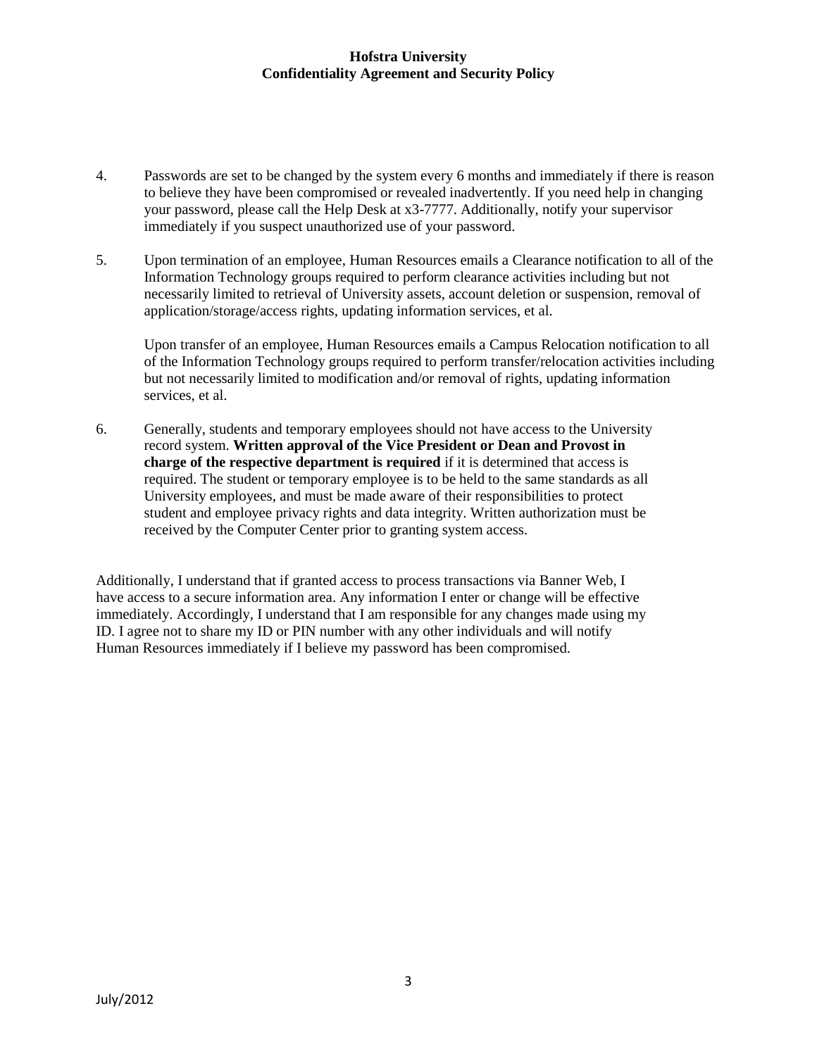4. Passwords are set to be changed by the system every 6 months and immediately if there is reason to believe they have been compromised or revealed inadvertently. If you need help in changing your password, please call the Help Desk at x3-7777. Additionally, notify your supervisor immediately if you suspect unauthorized use of your password.

5. Upon termination of an employee, Human Resources emails a Clearance notification to all of the Information Technology groups required to perform clearance activities including but not necessarily limited to retrieval of University assets, account deletion or suspension, removal of application/storage/access rights, updating information services, et al.

   Upon transfer of an employee, Human Resources emails a Campus Relocation notification to all of the Information Technology groups required to perform transfer/relocation activities including but not necessarily limited to modification and/or removal of rights, updating information services, et al.

6. Generally, students and temporary employees should not have access to the University record system. **Written approval of the Vice President or Dean and Provost in charge of the respective department is required** if it is determined that access is required. The student or temporary employee is to be held to the same standards as all University employees, and must be made aware of their responsibilities to protect student and employee privacy rights and data integrity. Written authorization must be received by the Computer Center prior to granting system access.

Additionally, I understand that if granted access to process transactions via Banner Web, I have access to a secure information area. Any information I enter or change will be effective immediately. Accordingly, I understand that I am responsible for any changes made using my ID. I agree not to share my ID or PIN number with any other individuals and will notify Human Resources immediately if I believe my password has been compromised.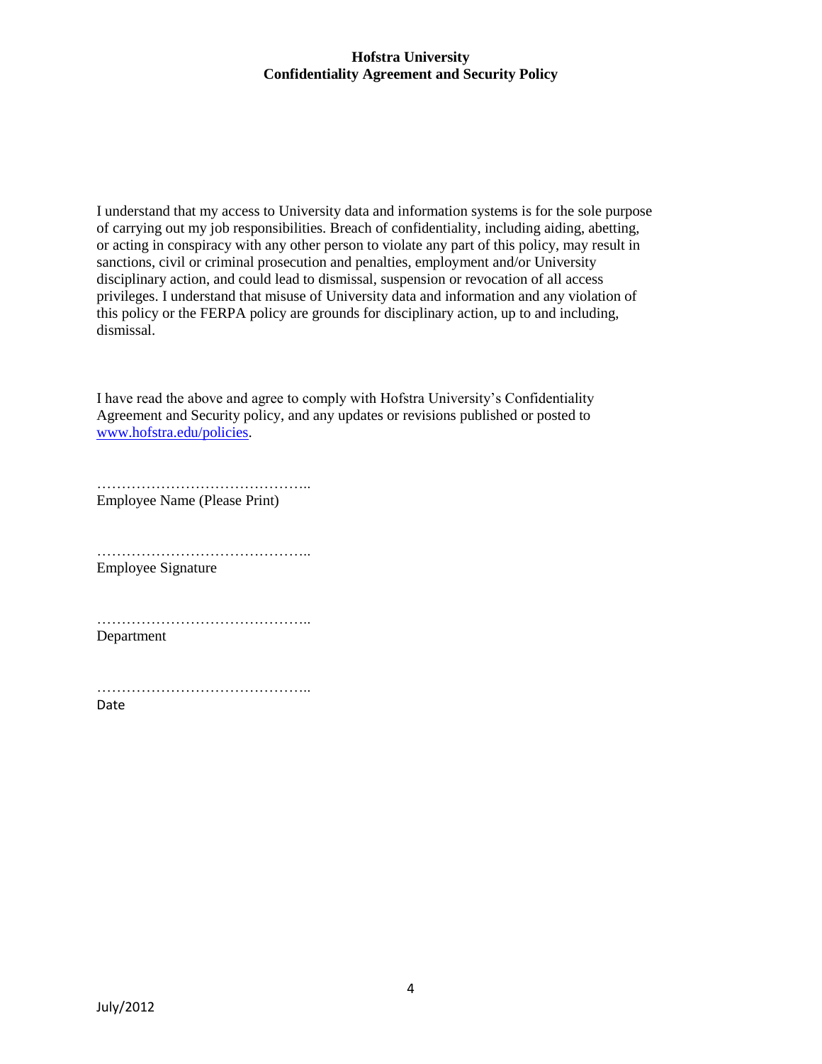**Hofstra University**
**Confidentiality Agreement and Security Policy**

I understand that my access to University data and information systems is for the sole purpose of carrying out my job responsibilities. Breach of confidentiality, including aiding, abetting, or acting in conspiracy with any other person to violate any part of this policy, may result in sanctions, civil or criminal prosecution and penalties, employment and/or University disciplinary action, and could lead to dismissal, suspension or revocation of all access privileges. I understand that misuse of University data and information and any violation of this policy or the FERPA policy are grounds for disciplinary action, up to and including, dismissal.

I have read the above and agree to comply with Hofstra University's Confidentiality Agreement and Security policy, and any updates or revisions published or posted to [www.hofstra.edu/policies](http://www.hofstra.edu/policies).

……………………………………..
Employee Name (Please Print)

……………………………………..
Employee Signature

……………………………………..
Department

……………………………………..
Date

July/2012